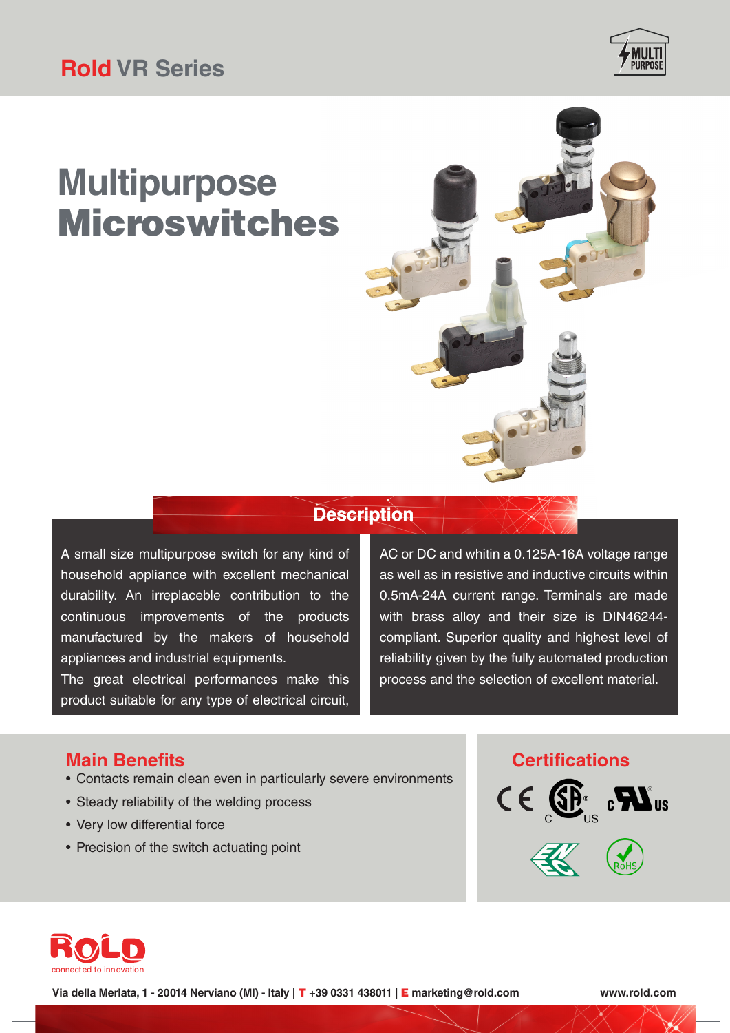**Rold** VR Series

MULTI PURPOSE

# Multipurpose Microswitches

## Description

A small size multipurpose switch for any kind of household appliance with excellent mechanical durability. An irreplaceble contribution to the continuous improvements of the products manufactured by the makers of household appliances and industrial equipments.

The great electrical performances make this product suitable for any type of electrical circuit, AC or DC and whitin a 0.125A-16A voltage range as well as in resistive and inductive circuits within 0.5mA-24A current range. Terminals are made with brass alloy and their size is DIN46244-compliant. Superior quality and highest level of reliability given by the fully automated production process and the selection of excellent material.

## Main Benefits

- Contacts remain clean even in particularly severe environments
- Steady reliability of the welding process
- Very low differential force
- Precision of the switch actuating point

## Certifications

CE, CSA C US, c UL US, ENEC, RoHS

ROLD connected to innovation

Via della Merlata, 1 - 20014 Nerviano (MI) - Italy | T +39 0331 438011 | E marketing@rold.com

www.rold.com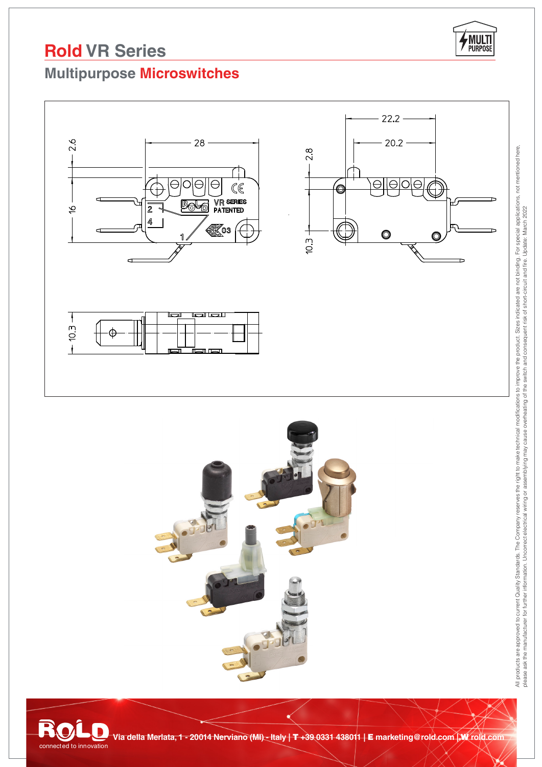# Rold VR Series

## Multipurpose Microswitches

28
2.6
16
22.2
20.2
2.8
10.3
10.3

All products are approved to current Quality Standards. The Company reserves the right to make technical modifications to improve the product. Sizes indicated are not binding. For special applications, not mentioned here, please ask the manufacturer for further information. Uncorrect electrical wiring or assemblying may cause overheating of the switch and consequent risk of short-circuit and fire. Update: March 2022

Via della Merlata, 1 - 20014 Nerviano (MI) - Italy | T +39 0331 438011 | E marketing@rold.com | W rold.com